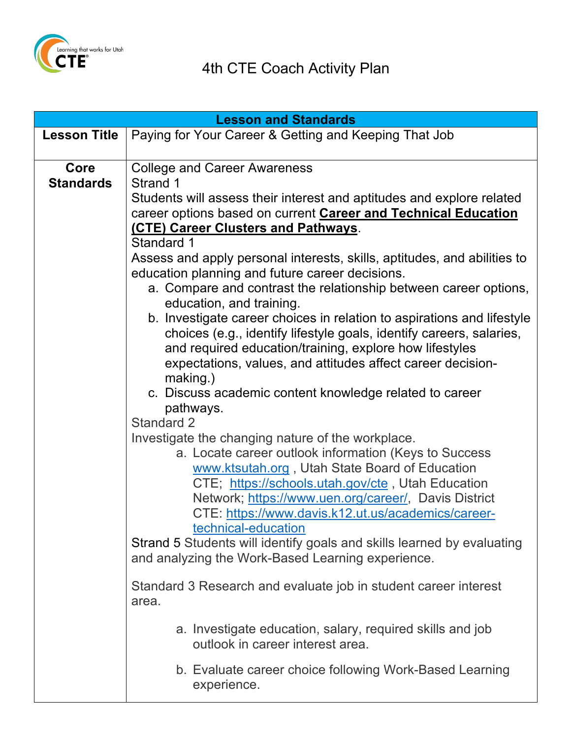# 4th CTE Coach Activity Plan

| Lesson and Standards | |
|---|---|
| **Lesson Title** | Paying for Your Career & Getting and Keeping That Job |
| **Core Standards** | College and Career Awareness<br>Strand 1<br>Students will assess their interest and aptitudes and explore related career options based on current **Career and Technical Education (CTE) Career Clusters and Pathways**.<br>Standard 1<br>Assess and apply personal interests, skills, aptitudes, and abilities to education planning and future career decisions.<br>a. Compare and contrast the relationship between career options, education, and training.<br>b. Investigate career choices in relation to aspirations and lifestyle choices (e.g., identify lifestyle goals, identify careers, salaries, and required education/training, explore how lifestyles expectations, values, and attitudes affect career decision-making.)<br>c. Discuss academic content knowledge related to career pathways.<br>Standard 2<br>Investigate the changing nature of the workplace.<br>a. Locate career outlook information (Keys to Success www.ktsutah.org , Utah State Board of Education CTE; https://schools.utah.gov/cte , Utah Education Network; https://www.uen.org/career/, Davis District CTE: https://www.davis.k12.ut.us/academics/career-technical-education<br>Strand 5 Students will identify goals and skills learned by evaluating and analyzing the Work-Based Learning experience.<br><br>Standard 3 Research and evaluate job in student career interest area.<br><br>a. Investigate education, salary, required skills and job outlook in career interest area.<br><br>b. Evaluate career choice following Work-Based Learning experience. |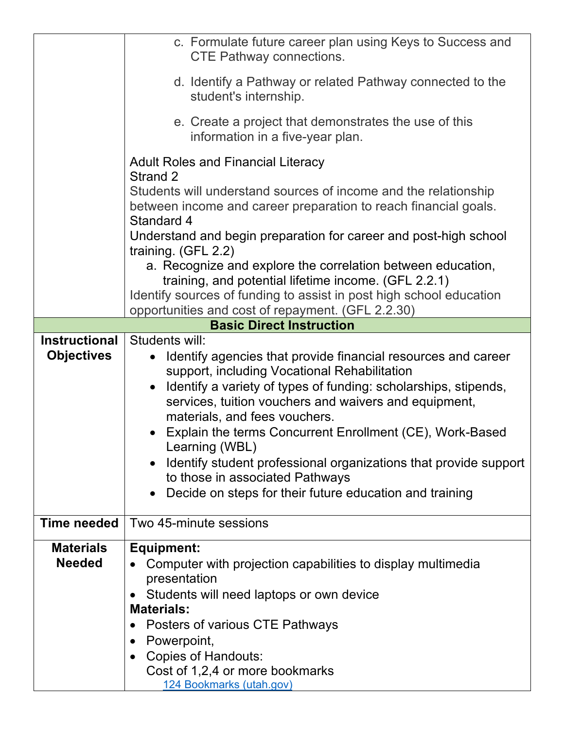|  |  |
|---|---|
|  | c. Formulate future career plan using Keys to Success and CTE Pathway connections.<br><br>d. Identify a Pathway or related Pathway connected to the student's internship.<br><br>e. Create a project that demonstrates the use of this information in a five-year plan.<br><br>Adult Roles and Financial Literacy<br>Strand 2<br>Students will understand sources of income and the relationship between income and career preparation to reach financial goals.<br>Standard 4<br>Understand and begin preparation for career and post-high school training. (GFL 2.2)<br>a. Recognize and explore the correlation between education, training, and potential lifetime income. (GFL 2.2.1)<br>Identify sources of funding to assist in post high school education opportunities and cost of repayment. (GFL 2.2.30) |
| **Basic Direct Instruction** |  |
| **Instructional Objectives** | Students will:<br>• Identify agencies that provide financial resources and career support, including Vocational Rehabilitation<br>• Identify a variety of types of funding: scholarships, stipends, services, tuition vouchers and waivers and equipment, materials, and fees vouchers.<br>• Explain the terms Concurrent Enrollment (CE), Work-Based Learning (WBL)<br>• Identify student professional organizations that provide support to those in associated Pathways<br>• Decide on steps for their future education and training |
| **Time needed** | Two 45-minute sessions |
| **Materials Needed** | **Equipment:**<br>• Computer with projection capabilities to display multimedia presentation<br>• Students will need laptops or own device<br>**Materials:**<br>• Posters of various CTE Pathways<br>• Powerpoint,<br>• Copies of Handouts:<br>Cost of 1,2,4 or more bookmarks<br>124 Bookmarks (utah.gov) |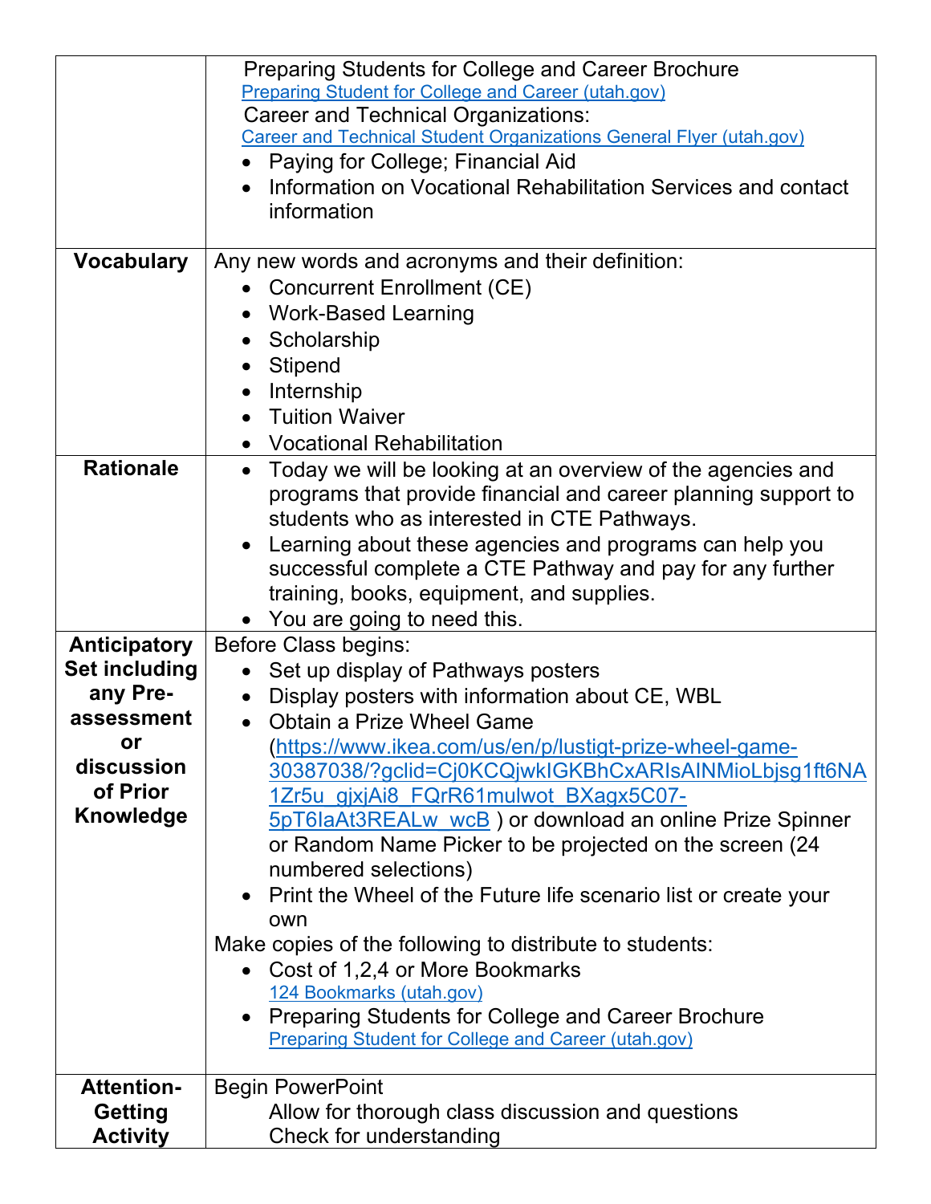| | |
|---|---|
| | Preparing Students for College and Career Brochure<br>[Preparing Student for College and Career (utah.gov)]<br>Career and Technical Organizations:<br>[Career and Technical Student Organizations General Flyer (utah.gov)]<br>• Paying for College; Financial Aid<br>• Information on Vocational Rehabilitation Services and contact information |
| **Vocabulary** | Any new words and acronyms and their definition:<br>• Concurrent Enrollment (CE)<br>• Work-Based Learning<br>• Scholarship<br>• Stipend<br>• Internship<br>• Tuition Waiver<br>• Vocational Rehabilitation |
| **Rationale** | • Today we will be looking at an overview of the agencies and programs that provide financial and career planning support to students who as interested in CTE Pathways.<br>• Learning about these agencies and programs can help you successful complete a CTE Pathway and pay for any further training, books, equipment, and supplies.<br>• You are going to need this. |
| **Anticipatory Set including any Pre-assessment or discussion of Prior Knowledge** | Before Class begins:<br>• Set up display of Pathways posters<br>• Display posters with information about CE, WBL<br>• Obtain a Prize Wheel Game (https://www.ikea.com/us/en/p/lustigt-prize-wheel-game-30387038/?gclid=Cj0KCQjwkIGKBhCxARIsAINMioLbjsg1ft6NA1Zr5u_gjxjAi8_FQrR61mulwot_BXagx5C07-5pT6IaAt3REALw_wcB ) or download an online Prize Spinner or Random Name Picker to be projected on the screen (24 numbered selections)<br>• Print the Wheel of the Future life scenario list or create your own<br>Make copies of the following to distribute to students:<br>• Cost of 1,2,4 or More Bookmarks<br>[124 Bookmarks (utah.gov)]<br>• Preparing Students for College and Career Brochure<br>[Preparing Student for College and Career (utah.gov)] |
| **Attention-Getting Activity** | Begin PowerPoint<br>Allow for thorough class discussion and questions<br>Check for understanding |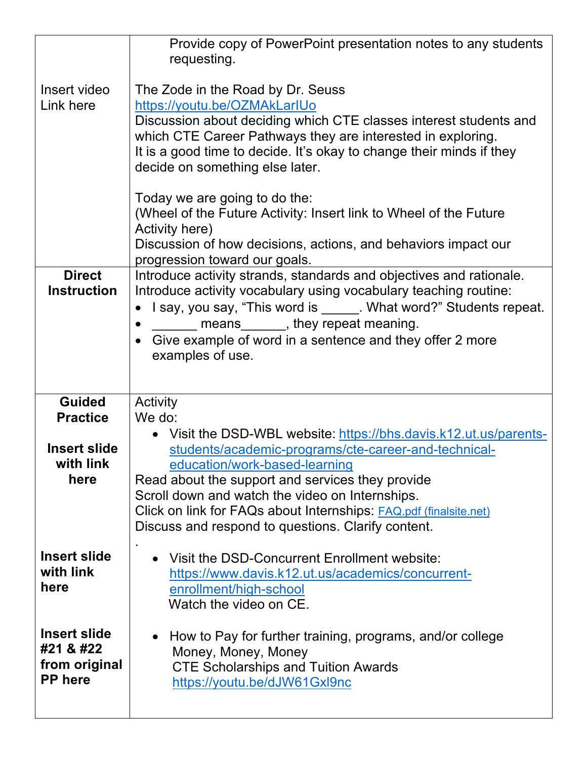| | |
|---|---|
| | Provide copy of PowerPoint presentation notes to any students requesting. |
| Insert video Link here | The Zode in the Road by Dr. Seuss<br>https://youtu.be/OZMAkLarIUo<br>Discussion about deciding which CTE classes interest students and which CTE Career Pathways they are interested in exploring.<br>It is a good time to decide. It's okay to change their minds if they decide on something else later.<br><br>Today we are going to do the:<br>(Wheel of the Future Activity: Insert link to Wheel of the Future Activity here)<br>Discussion of how decisions, actions, and behaviors impact our progression toward our goals. |
| **Direct Instruction** | Introduce activity strands, standards and objectives and rationale.<br>Introduce activity vocabulary using vocabulary teaching routine:<br>• I say, you say, "This word is _____. What word?" Students repeat.<br>• ______ means______, they repeat meaning.<br>• Give example of word in a sentence and they offer 2 more examples of use. |
| **Guided Practice**<br><br>**Insert slide with link here**<br><br><br><br><br><br>**Insert slide with link here**<br><br><br>**Insert slide #21 & #22 from original PP here** | Activity<br>We do:<br>• Visit the DSD-WBL website: https://bhs.davis.k12.ut.us/parents-students/academic-programs/cte-career-and-technical-education/work-based-learning<br>Read about the support and services they provide<br>Scroll down and watch the video on Internships.<br>Click on link for FAQs about Internships: FAQ.pdf (finalsite.net)<br>Discuss and respond to questions. Clarify content.<br>.<br>• Visit the DSD-Concurrent Enrollment website: https://www.davis.k12.ut.us/academics/concurrent-enrollment/high-school<br>Watch the video on CE.<br><br>• How to Pay for further training, programs, and/or college<br>Money, Money, Money<br>CTE Scholarships and Tuition Awards<br>https://youtu.be/dJW61Gxl9nc |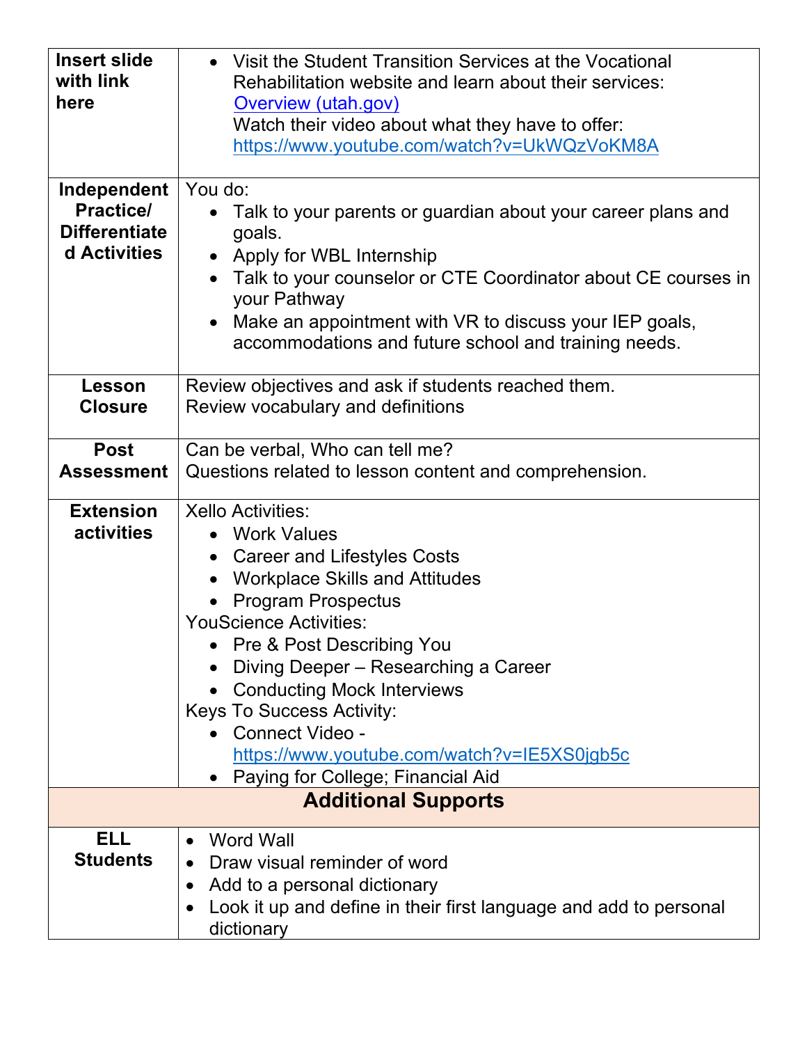| | |
|---|---|
| **Insert slide with link here** | • Visit the Student Transition Services at the Vocational Rehabilitation website and learn about their services: [Overview (utah.gov)](Overview (utah.gov))<br>Watch their video about what they have to offer: https://www.youtube.com/watch?v=UkWQzVoKM8A |
| **Independent Practice/ Differentiated Activities** | You do:<br>• Talk to your parents or guardian about your career plans and goals.<br>• Apply for WBL Internship<br>• Talk to your counselor or CTE Coordinator about CE courses in your Pathway<br>• Make an appointment with VR to discuss your IEP goals, accommodations and future school and training needs. |
| **Lesson Closure** | Review objectives and ask if students reached them.<br>Review vocabulary and definitions |
| **Post Assessment** | Can be verbal, Who can tell me?<br>Questions related to lesson content and comprehension. |
| **Extension activities** | Xello Activities:<br>• Work Values<br>• Career and Lifestyles Costs<br>• Workplace Skills and Attitudes<br>• Program Prospectus<br>YouScience Activities:<br>• Pre & Post Describing You<br>• Diving Deeper – Researching a Career<br>• Conducting Mock Interviews<br>Keys To Success Activity:<br>• Connect Video - https://www.youtube.com/watch?v=IE5XS0jgb5c<br>• Paying for College; Financial Aid |
| **Additional Supports** | |
| **ELL Students** | • Word Wall<br>• Draw visual reminder of word<br>• Add to a personal dictionary<br>• Look it up and define in their first language and add to personal dictionary |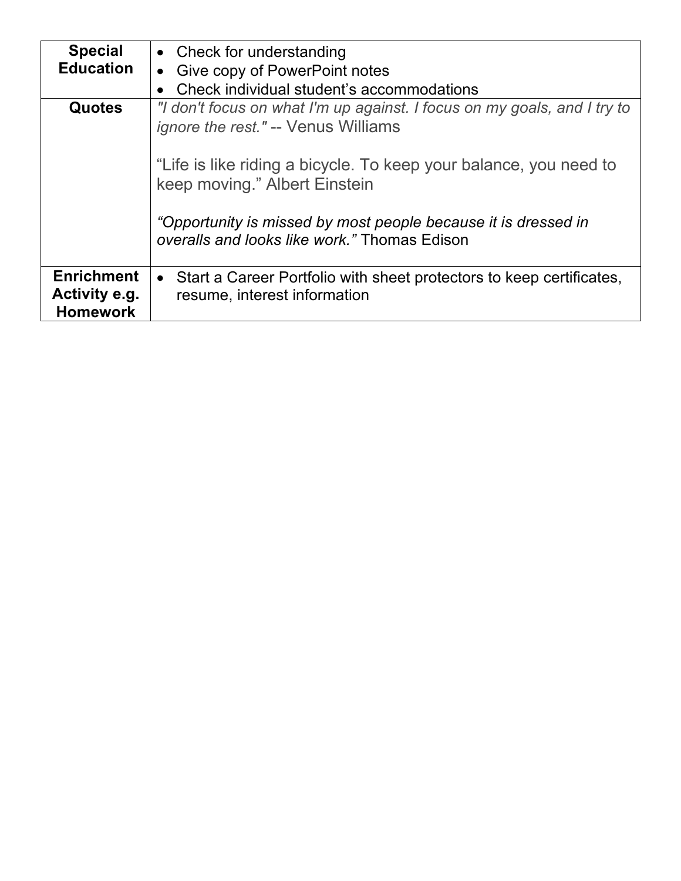| | |
|---|---|
| **Special Education** | • Check for understanding<br>• Give copy of PowerPoint notes<br>• Check individual student's accommodations |
| **Quotes** | *"I don't focus on what I'm up against. I focus on my goals, and I try to ignore the rest."* -- Venus Williams<br><br>"Life is like riding a bicycle. To keep your balance, you need to keep moving." Albert Einstein<br><br>*"Opportunity is missed by most people because it is dressed in overalls and looks like work."* Thomas Edison |
| **Enrichment Activity e.g. Homework** | • Start a Career Portfolio with sheet protectors to keep certificates, resume, interest information |